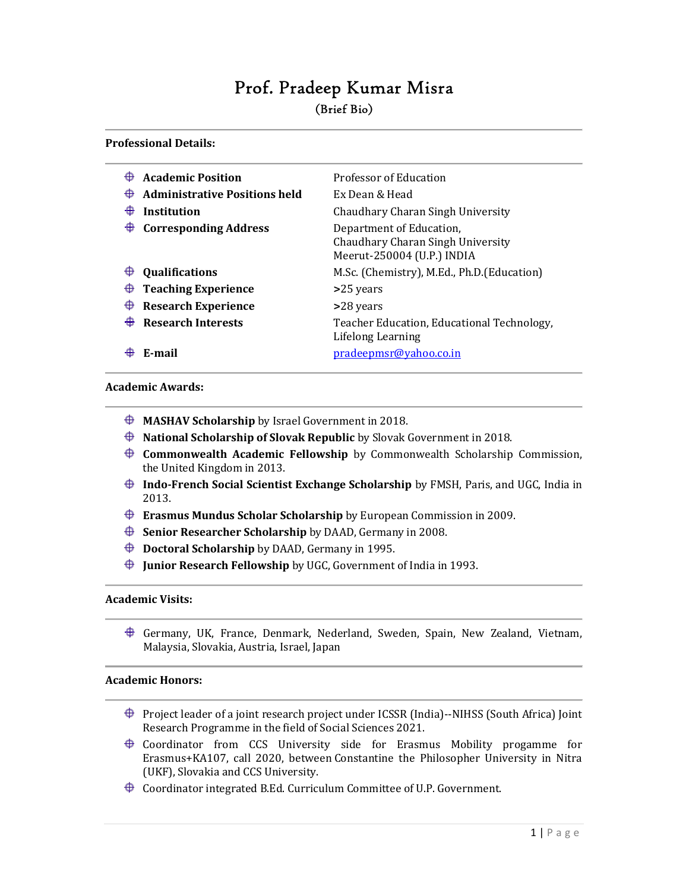# Prof. Pradeep Kumar Misra

(Brief Bio)

**Professional Details:**

| | |
|---|---|
| **Academic Position** | Professor of Education |
| **Administrative Positions held** | Ex Dean & Head |
| **Institution** | Chaudhary Charan Singh University |
| **Corresponding Address** | Department of Education, Chaudhary Charan Singh University Meerut-250004 (U.P.) INDIA |
| **Qualifications** | M.Sc. (Chemistry), M.Ed., Ph.D.(Education) |
| **Teaching Experience** | >25 years |
| **Research Experience** | >28 years |
| **Research Interests** | Teacher Education, Educational Technology, Lifelong Learning |
| **E-mail** | pradeepmsr@yahoo.co.in |

**Academic Awards:**

- **MASHAV Scholarship** by Israel Government in 2018.
- **National Scholarship of Slovak Republic** by Slovak Government in 2018.
- **Commonwealth Academic Fellowship** by Commonwealth Scholarship Commission, the United Kingdom in 2013.
- **Indo-French Social Scientist Exchange Scholarship** by FMSH, Paris, and UGC, India in 2013.
- **Erasmus Mundus Scholar Scholarship** by European Commission in 2009.
- **Senior Researcher Scholarship** by DAAD, Germany in 2008.
- **Doctoral Scholarship** by DAAD, Germany in 1995.
- **Junior Research Fellowship** by UGC, Government of India in 1993.

**Academic Visits:**

- Germany, UK, France, Denmark, Nederland, Sweden, Spain, New Zealand, Vietnam, Malaysia, Slovakia, Austria, Israel, Japan

**Academic Honors:**

- Project leader of a joint research project under ICSSR (India)--NIHSS (South Africa) Joint Research Programme in the field of Social Sciences 2021.
- Coordinator from CCS University side for Erasmus Mobility progamme for Erasmus+KA107, call 2020, between Constantine the Philosopher University in Nitra (UKF), Slovakia and CCS University.
- Coordinator integrated B.Ed. Curriculum Committee of U.P. Government.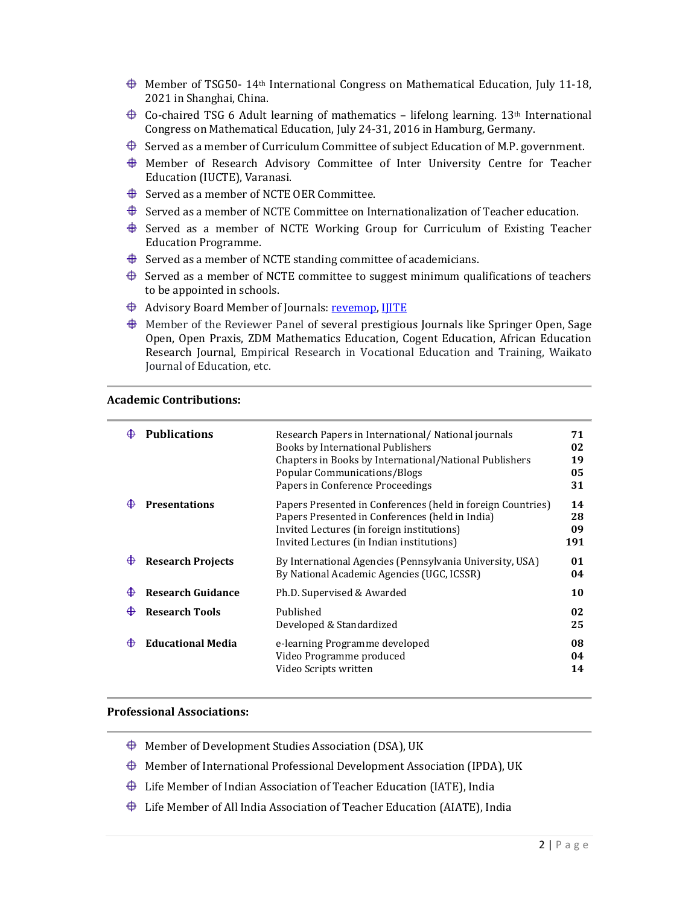- Member of TSG50- 14th International Congress on Mathematical Education, July 11-18, 2021 in Shanghai, China.
- Co-chaired TSG 6 Adult learning of mathematics – lifelong learning. 13th International Congress on Mathematical Education, July 24-31, 2016 in Hamburg, Germany.
- Served as a member of Curriculum Committee of subject Education of M.P. government.
- Member of Research Advisory Committee of Inter University Centre for Teacher Education (IUCTE), Varanasi.
- Served as a member of NCTE OER Committee.
- Served as a member of NCTE Committee on Internationalization of Teacher education.
- Served as a member of NCTE Working Group for Curriculum of Existing Teacher Education Programme.
- Served as a member of NCTE standing committee of academicians.
- Served as a member of NCTE committee to suggest minimum qualifications of teachers to be appointed in schools.
- Advisory Board Member of Journals: revemop, IJITE
- Member of the Reviewer Panel of several prestigious Journals like Springer Open, Sage Open, Open Praxis, ZDM Mathematics Education, Cogent Education, African Education Research Journal, Empirical Research in Vocational Education and Training, Waikato Journal of Education, etc.

## Academic Contributions:

| Category | Item | Count |
|---|---|---|
| **Publications** | Research Papers in International/ National journals | **71** |
| | Books by International Publishers | **02** |
| | Chapters in Books by International/National Publishers | **19** |
| | Popular Communications/Blogs | **05** |
| | Papers in Conference Proceedings | **31** |
| **Presentations** | Papers Presented in Conferences (held in foreign Countries) | **14** |
| | Papers Presented in Conferences (held in India) | **28** |
| | Invited Lectures (in foreign institutions) | **09** |
| | Invited Lectures (in Indian institutions) | **191** |
| **Research Projects** | By International Agencies (Pennsylvania University, USA) | **01** |
| | By National Academic Agencies (UGC, ICSSR) | **04** |
| **Research Guidance** | Ph.D. Supervised & Awarded | **10** |
| **Research Tools** | Published | **02** |
| | Developed & Standardized | **25** |
| **Educational Media** | e-learning Programme developed | **08** |
| | Video Programme produced | **04** |
| | Video Scripts written | **14** |

## Professional Associations:

- Member of Development Studies Association (DSA), UK
- Member of International Professional Development Association (IPDA), UK
- Life Member of Indian Association of Teacher Education (IATE), India
- Life Member of All India Association of Teacher Education (AIATE), India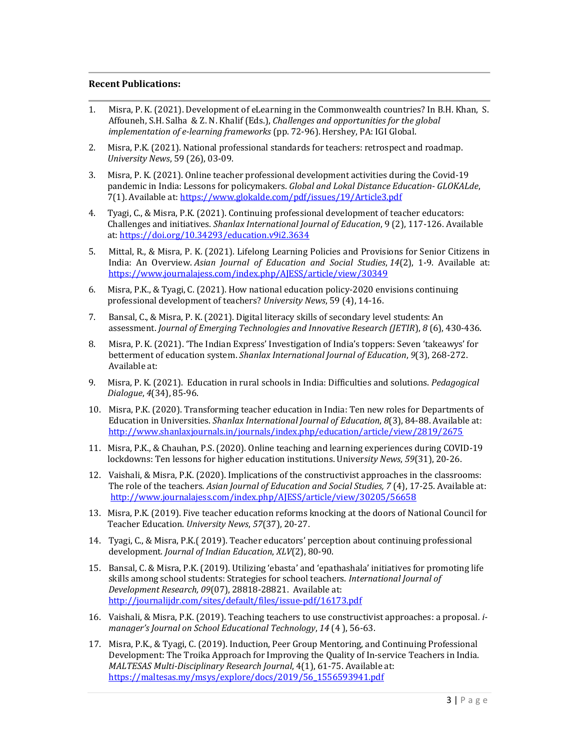**Recent Publications:**

1. Misra, P. K. (2021). Development of eLearning in the Commonwealth countries? In B.H. Khan, S. Affouneh, S.H. Salha & Z. N. Khalif (Eds.), *Challenges and opportunities for the global implementation of e-learning frameworks* (pp. 72-96). Hershey, PA: IGI Global.
2. Misra, P.K. (2021). National professional standards for teachers: retrospect and roadmap. *University News*, 59 (26), 03-09.
3. Misra, P. K. (2021). Online teacher professional development activities during the Covid-19 pandemic in India: Lessons for policymakers. *Global and Lokal Distance Education- GLOKALde*, 7(1). Available at: https://www.glokalde.com/pdf/issues/19/Article3.pdf
4. Tyagi, C., & Misra, P.K. (2021). Continuing professional development of teacher educators: Challenges and initiatives. *Shanlax International Journal of Education*, 9 (2), 117-126. Available at: https://doi.org/10.34293/education.v9i2.3634
5. Mittal, R., & Misra, P. K. (2021). Lifelong Learning Policies and Provisions for Senior Citizens in India: An Overview. *Asian Journal of Education and Social Studies*, *14*(2), 1-9. Available at: https://www.journalajess.com/index.php/AJESS/article/view/30349
6. Misra, P.K., & Tyagi, C. (2021). How national education policy-2020 envisions continuing professional development of teachers? *University News*, 59 (4), 14-16.
7. Bansal, C., & Misra, P. K. (2021). Digital literacy skills of secondary level students: An assessment. *Journal of Emerging Technologies and Innovative Research (JETIR*), *8* (6), 430-436.
8. Misra, P. K. (2021). 'The Indian Express' Investigation of India's toppers: Seven 'takeawys' for betterment of education system. *Shanlax International Journal of Education*, *9*(3), 268-272. Available at:
9. Misra, P. K. (2021). Education in rural schools in India: Difficulties and solutions. *Pedagogical Dialogue*, *4*(34), 85-96.
10. Misra, P.K. (2020). Transforming teacher education in India: Ten new roles for Departments of Education in Universities. *Shanlax International Journal of Education*, *8*(3), 84-88. Available at: http://www.shanlaxjournals.in/journals/index.php/education/article/view/2819/2675
11. Misra, P.K., & Chauhan, P.S. (2020). Online teaching and learning experiences during COVID-19 lockdowns: Ten lessons for higher education institutions. Univer*sity News*, *59*(31), 20-26.
12. Vaishali, & Misra, P.K. (2020). Implications of the constructivist approaches in the classrooms: The role of the teachers*. Asian Journal of Education and Social Studies, 7* (4), 17-25. Available at: http://www.journalajess.com/index.php/AJESS/article/view/30205/56658
13. Misra, P.K. (2019). Five teacher education reforms knocking at the doors of National Council for Teacher Education. *University News*, *57*(37), 20-27.
14. Tyagi, C., & Misra, P.K.( 2019). Teacher educators' perception about continuing professional development. *Journal of Indian Education*, *XLV*(2), 80-90.
15. Bansal, C. & Misra, P.K. (2019). Utilizing 'ebasta' and 'epathashala' initiatives for promoting life skills among school students: Strategies for school teachers. *International Journal of Development Research, 09*(07), 28818-28821. Available at: http://journalijdr.com/sites/default/files/issue-pdf/16173.pdf
16. Vaishali, & Misra, P.K. (2019). Teaching teachers to use constructivist approaches: a proposal. *i-manager's Journal on School Educational Technology*, *14* (4 ), 56-63.
17. Misra, P.K., & Tyagi, C. (2019). Induction, Peer Group Mentoring, and Continuing Professional Development: The Troika Approach for Improving the Quality of In-service Teachers in India. *MALTESAS Multi-Disciplinary Research Journal*, 4(1), 61-75. Available at: https://maltesas.my/msys/explore/docs/2019/56_1556593941.pdf